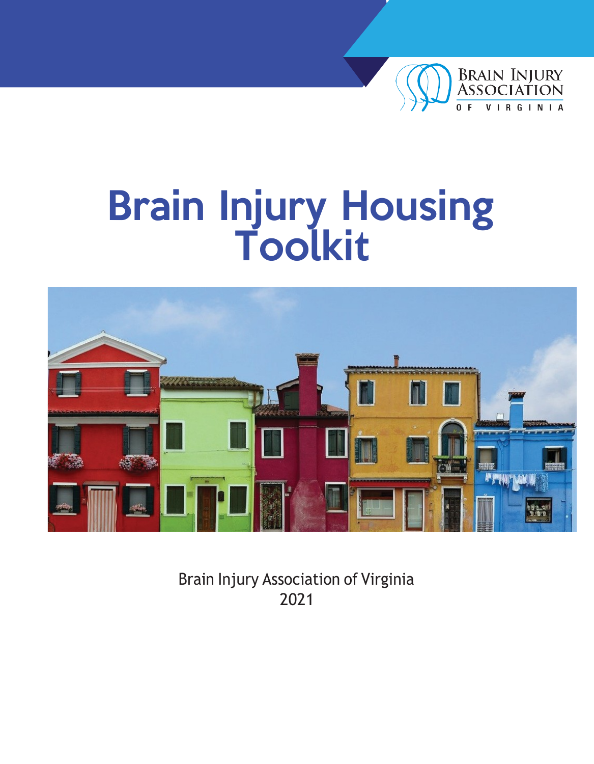Brain Injury Association of Virginia

# Brain Injury Housing Toolkit

Brain Injury Association of Virginia
2021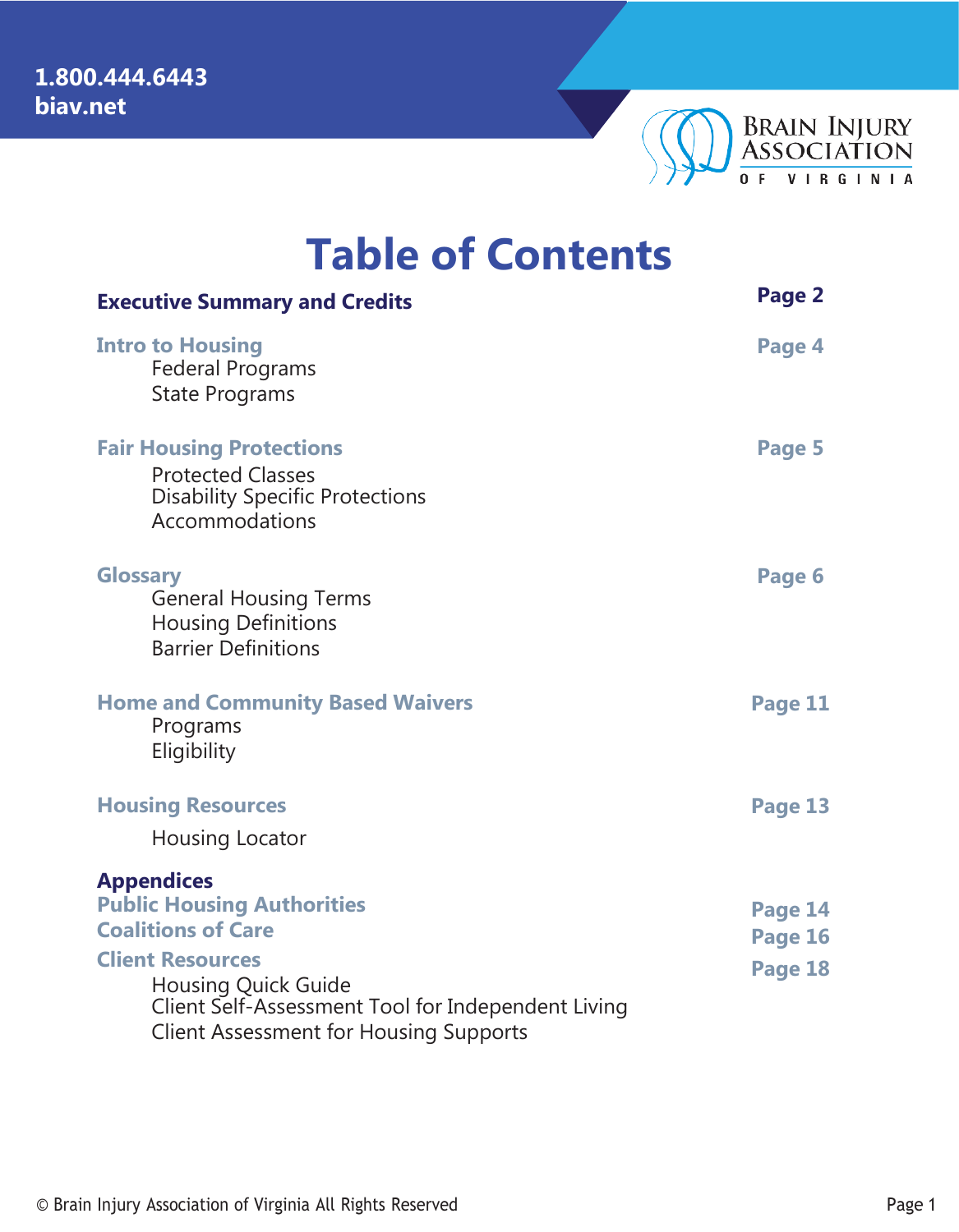1.800.444.6443
biav.net

BRAIN INJURY ASSOCIATION OF VIRGINIA

# Table of Contents

**Executive Summary and Credits** — Page 2

**Intro to Housing** — Page 4
- Federal Programs
- State Programs

**Fair Housing Protections** — Page 5
- Protected Classes
- Disability Specific Protections
- Accommodations

**Glossary** — Page 6
- General Housing Terms
- Housing Definitions
- Barrier Definitions

**Home and Community Based Waivers** — Page 11
- Programs
- Eligibility

**Housing Resources** — Page 13
- Housing Locator

**Appendices**

**Public Housing Authorities** — Page 14

**Coalitions of Care** — Page 16

**Client Resources** — Page 18
- Housing Quick Guide
- Client Self-Assessment Tool for Independent Living
- Client Assessment for Housing Supports

© Brain Injury Association of Virginia All Rights Reserved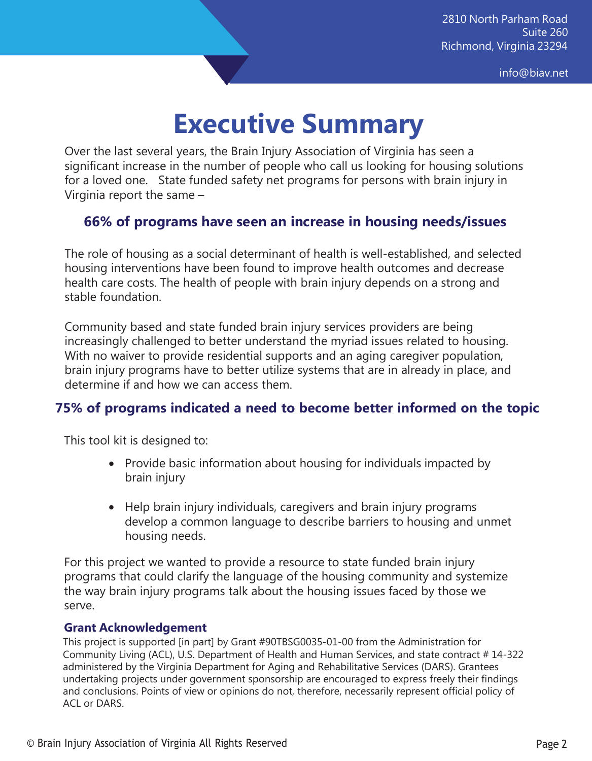2810 North Parham Road
Suite 260
Richmond, Virginia 23294

info@biav.net

# Executive Summary

Over the last several years, the Brain Injury Association of Virginia has seen a significant increase in the number of people who call us looking for housing solutions for a loved one. State funded safety net programs for persons with brain injury in Virginia report the same –

**66% of programs have seen an increase in housing needs/issues**

The role of housing as a social determinant of health is well-established, and selected housing interventions have been found to improve health outcomes and decrease health care costs. The health of people with brain injury depends on a strong and stable foundation.

Community based and state funded brain injury services providers are being increasingly challenged to better understand the myriad issues related to housing. With no waiver to provide residential supports and an aging caregiver population, brain injury programs have to better utilize systems that are in already in place, and determine if and how we can access them.

**75% of programs indicated a need to become better informed on the topic**

This tool kit is designed to:

- Provide basic information about housing for individuals impacted by brain injury
- Help brain injury individuals, caregivers and brain injury programs develop a common language to describe barriers to housing and unmet housing needs.

For this project we wanted to provide a resource to state funded brain injury programs that could clarify the language of the housing community and systemize the way brain injury programs talk about the housing issues faced by those we serve.

### Grant Acknowledgement

This project is supported [in part] by Grant #90TBSG0035-01-00 from the Administration for Community Living (ACL), U.S. Department of Health and Human Services, and state contract # 14-322 administered by the Virginia Department for Aging and Rehabilitative Services (DARS). Grantees undertaking projects under government sponsorship are encouraged to express freely their findings and conclusions. Points of view or opinions do not, therefore, necessarily represent official policy of ACL or DARS.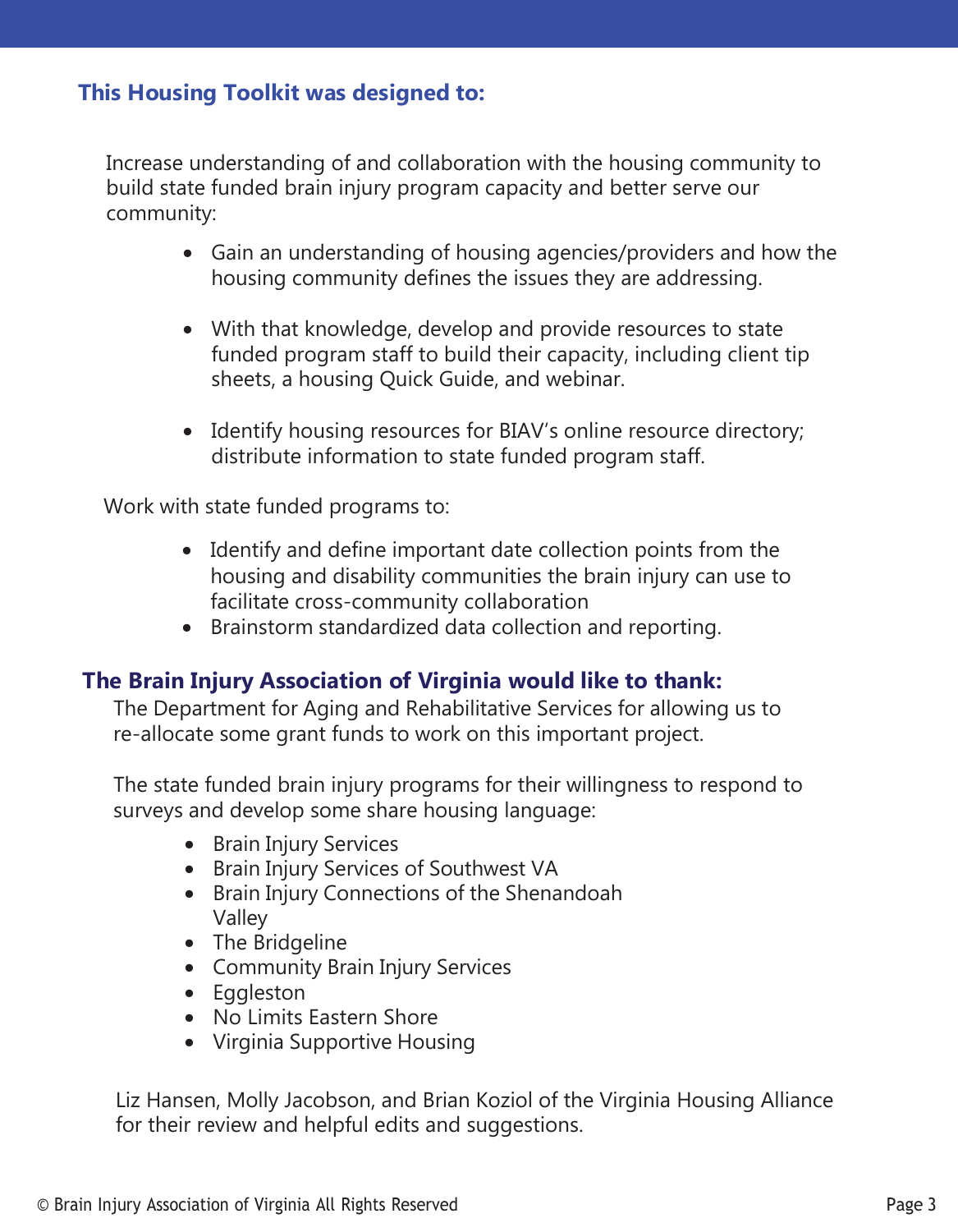## This Housing Toolkit was designed to:

Increase understanding of and collaboration with the housing community to build state funded brain injury program capacity and better serve our community:

- Gain an understanding of housing agencies/providers and how the housing community defines the issues they are addressing.
- With that knowledge, develop and provide resources to state funded program staff to build their capacity, including client tip sheets, a housing Quick Guide, and webinar.
- Identify housing resources for BIAV's online resource directory; distribute information to state funded program staff.

Work with state funded programs to:

- Identify and define important date collection points from the housing and disability communities the brain injury can use to facilitate cross-community collaboration
- Brainstorm standardized data collection and reporting.

## The Brain Injury Association of Virginia would like to thank:

The Department for Aging and Rehabilitative Services for allowing us to re-allocate some grant funds to work on this important project.

The state funded brain injury programs for their willingness to respond to surveys and develop some share housing language:

- Brain Injury Services
- Brain Injury Services of Southwest VA
- Brain Injury Connections of the Shenandoah Valley
- The Bridgeline
- Community Brain Injury Services
- Eggleston
- No Limits Eastern Shore
- Virginia Supportive Housing

Liz Hansen, Molly Jacobson, and Brian Koziol of the Virginia Housing Alliance for their review and helpful edits and suggestions.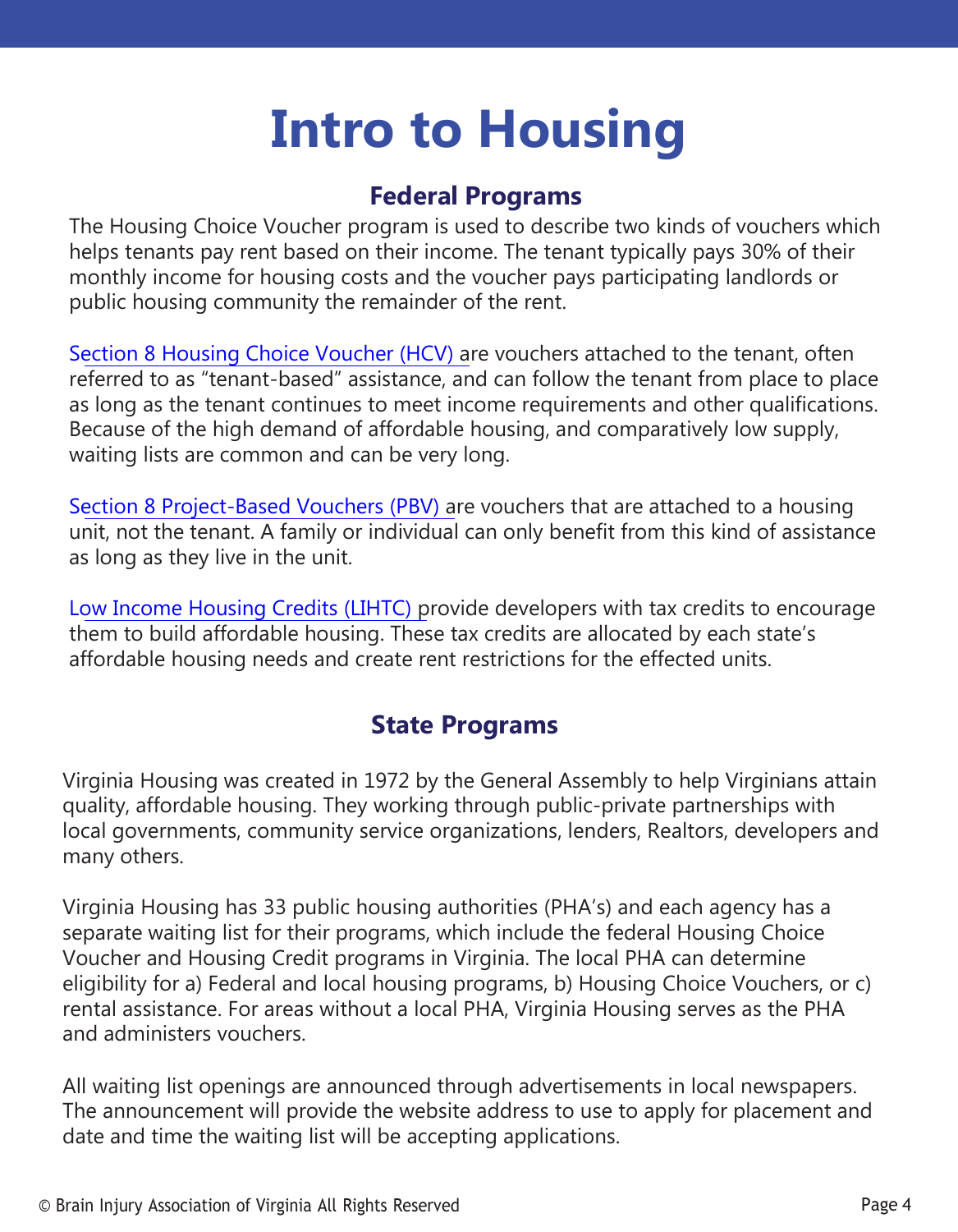# Intro to Housing

## Federal Programs

The Housing Choice Voucher program is used to describe two kinds of vouchers which helps tenants pay rent based on their income. The tenant typically pays 30% of their monthly income for housing costs and the voucher pays participating landlords or public housing community the remainder of the rent.

Section 8 Housing Choice Voucher (HCV) are vouchers attached to the tenant, often referred to as "tenant-based" assistance, and can follow the tenant from place to place as long as the tenant continues to meet income requirements and other qualifications. Because of the high demand of affordable housing, and comparatively low supply, waiting lists are common and can be very long.

Section 8 Project-Based Vouchers (PBV) are vouchers that are attached to a housing unit, not the tenant. A family or individual can only benefit from this kind of assistance as long as they live in the unit.

Low Income Housing Credits (LIHTC) provide developers with tax credits to encourage them to build affordable housing. These tax credits are allocated by each state's affordable housing needs and create rent restrictions for the effected units.

## State Programs

Virginia Housing was created in 1972 by the General Assembly to help Virginians attain quality, affordable housing. They working through public-private partnerships with local governments, community service organizations, lenders, Realtors, developers and many others.

Virginia Housing has 33 public housing authorities (PHA's) and each agency has a separate waiting list for their programs, which include the federal Housing Choice Voucher and Housing Credit programs in Virginia. The local PHA can determine eligibility for a) Federal and local housing programs, b) Housing Choice Vouchers, or c) rental assistance. For areas without a local PHA, Virginia Housing serves as the PHA and administers vouchers.

All waiting list openings are announced through advertisements in local newspapers. The announcement will provide the website address to use to apply for placement and date and time the waiting list will be accepting applications.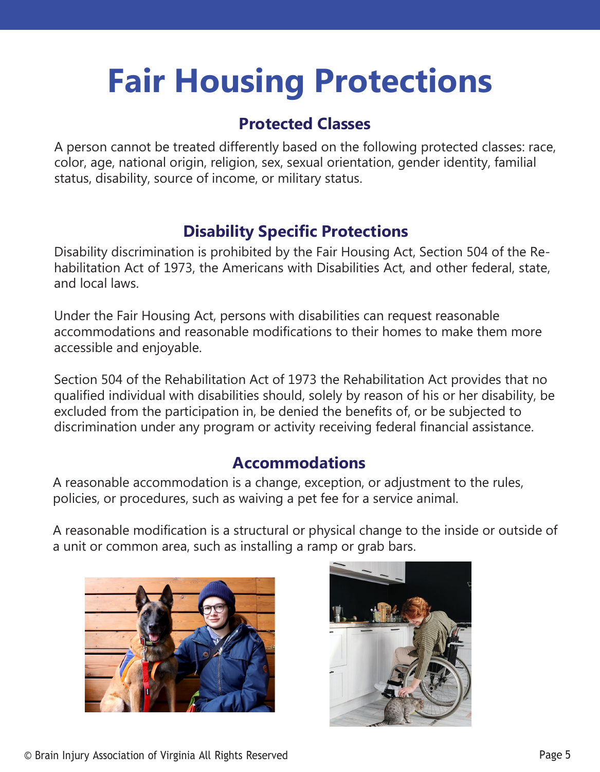# Fair Housing Protections

## Protected Classes

A person cannot be treated differently based on the following protected classes: race, color, age, national origin, religion, sex, sexual orientation, gender identity, familial status, disability, source of income, or military status.

## Disability Specific Protections

Disability discrimination is prohibited by the Fair Housing Act, Section 504 of the Rehabilitation Act of 1973, the Americans with Disabilities Act, and other federal, state, and local laws.

Under the Fair Housing Act, persons with disabilities can request reasonable accommodations and reasonable modifications to their homes to make them more accessible and enjoyable.

Section 504 of the Rehabilitation Act of 1973 the Rehabilitation Act provides that no qualified individual with disabilities should, solely by reason of his or her disability, be excluded from the participation in, be denied the benefits of, or be subjected to discrimination under any program or activity receiving federal financial assistance.

## Accommodations

A reasonable accommodation is a change, exception, or adjustment to the rules, policies, or procedures, such as waiving a pet fee for a service animal.

A reasonable modification is a structural or physical change to the inside or outside of a unit or common area, such as installing a ramp or grab bars.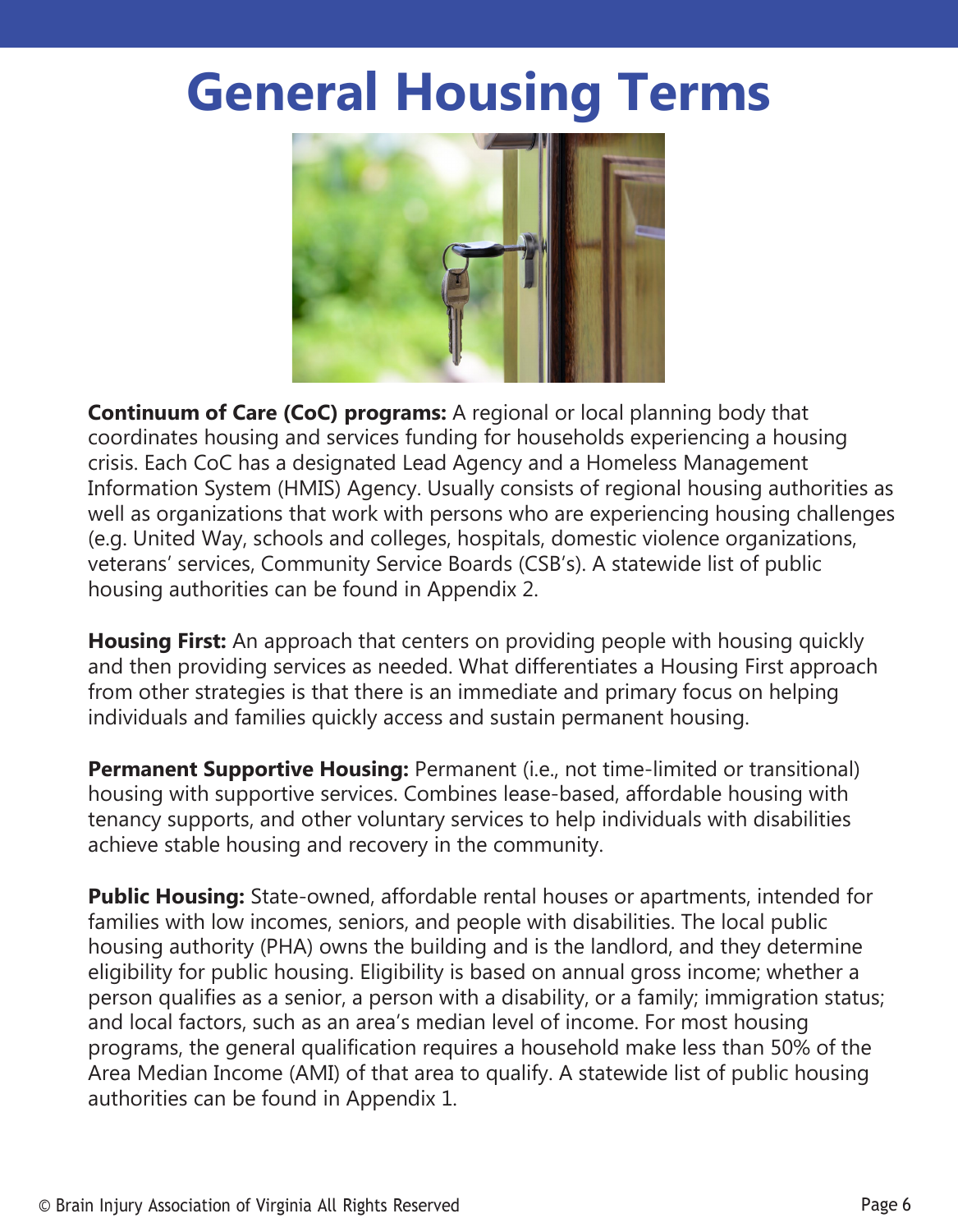# General Housing Terms

**Continuum of Care (CoC) programs:** A regional or local planning body that coordinates housing and services funding for households experiencing a housing crisis. Each CoC has a designated Lead Agency and a Homeless Management Information System (HMIS) Agency. Usually consists of regional housing authorities as well as organizations that work with persons who are experiencing housing challenges (e.g. United Way, schools and colleges, hospitals, domestic violence organizations, veterans' services, Community Service Boards (CSB's). A statewide list of public housing authorities can be found in Appendix 2.

**Housing First:** An approach that centers on providing people with housing quickly and then providing services as needed. What differentiates a Housing First approach from other strategies is that there is an immediate and primary focus on helping individuals and families quickly access and sustain permanent housing.

**Permanent Supportive Housing:** Permanent (i.e., not time-limited or transitional) housing with supportive services. Combines lease-based, affordable housing with tenancy supports, and other voluntary services to help individuals with disabilities achieve stable housing and recovery in the community.

**Public Housing:** State-owned, affordable rental houses or apartments, intended for families with low incomes, seniors, and people with disabilities. The local public housing authority (PHA) owns the building and is the landlord, and they determine eligibility for public housing. Eligibility is based on annual gross income; whether a person qualifies as a senior, a person with a disability, or a family; immigration status; and local factors, such as an area's median level of income. For most housing programs, the general qualification requires a household make less than 50% of the Area Median Income (AMI) of that area to qualify. A statewide list of public housing authorities can be found in Appendix 1.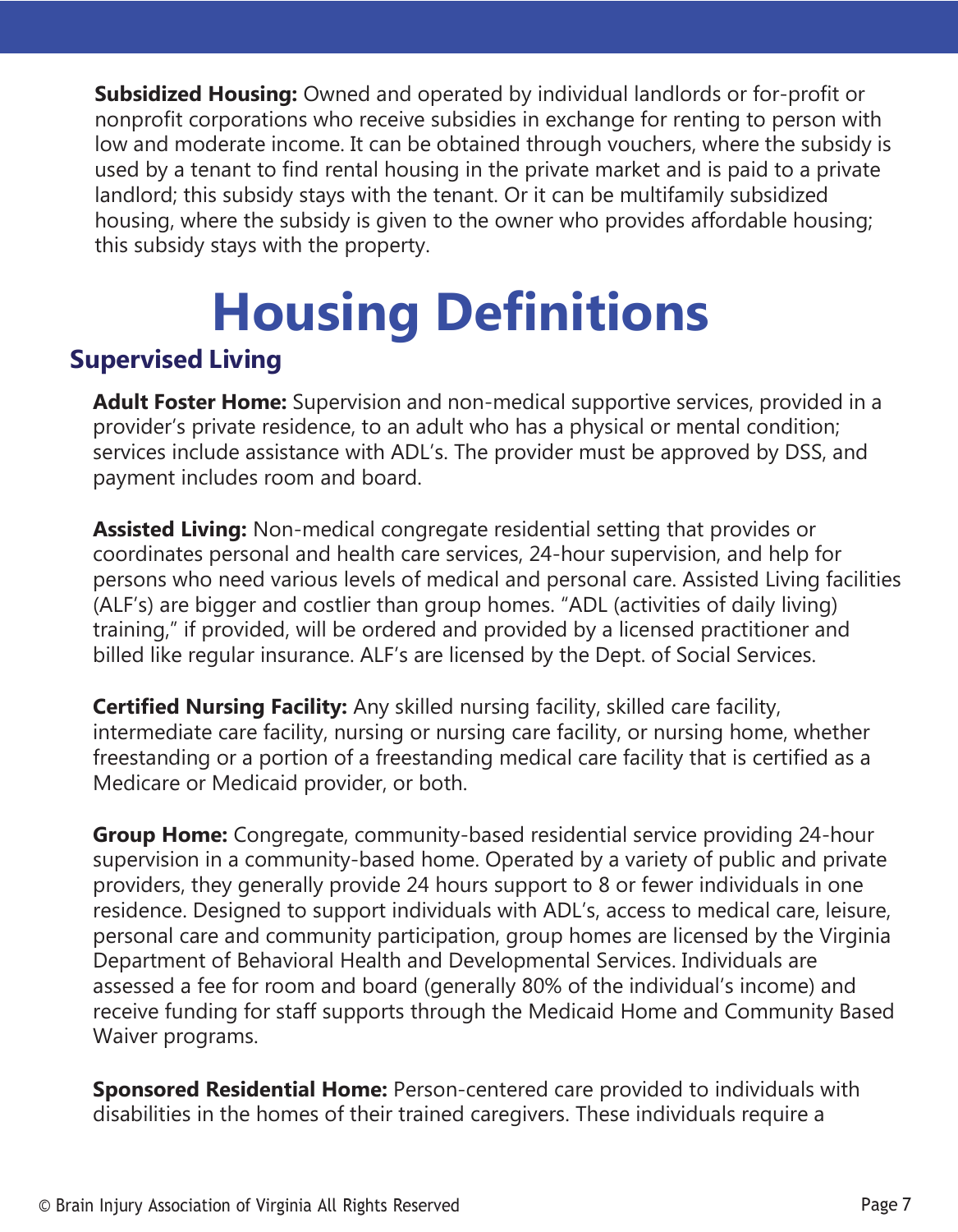**Subsidized Housing:** Owned and operated by individual landlords or for-profit or nonprofit corporations who receive subsidies in exchange for renting to person with low and moderate income. It can be obtained through vouchers, where the subsidy is used by a tenant to find rental housing in the private market and is paid to a private landlord; this subsidy stays with the tenant. Or it can be multifamily subsidized housing, where the subsidy is given to the owner who provides affordable housing; this subsidy stays with the property.

# Housing Definitions

## Supervised Living

**Adult Foster Home:** Supervision and non-medical supportive services, provided in a provider's private residence, to an adult who has a physical or mental condition; services include assistance with ADL's. The provider must be approved by DSS, and payment includes room and board.

**Assisted Living:** Non-medical congregate residential setting that provides or coordinates personal and health care services, 24-hour supervision, and help for persons who need various levels of medical and personal care. Assisted Living facilities (ALF's) are bigger and costlier than group homes. "ADL (activities of daily living) training," if provided, will be ordered and provided by a licensed practitioner and billed like regular insurance. ALF's are licensed by the Dept. of Social Services.

**Certified Nursing Facility:** Any skilled nursing facility, skilled care facility, intermediate care facility, nursing or nursing care facility, or nursing home, whether freestanding or a portion of a freestanding medical care facility that is certified as a Medicare or Medicaid provider, or both.

**Group Home:** Congregate, community-based residential service providing 24-hour supervision in a community-based home. Operated by a variety of public and private providers, they generally provide 24 hours support to 8 or fewer individuals in one residence. Designed to support individuals with ADL's, access to medical care, leisure, personal care and community participation, group homes are licensed by the Virginia Department of Behavioral Health and Developmental Services. Individuals are assessed a fee for room and board (generally 80% of the individual's income) and receive funding for staff supports through the Medicaid Home and Community Based Waiver programs.

**Sponsored Residential Home:** Person-centered care provided to individuals with disabilities in the homes of their trained caregivers. These individuals require a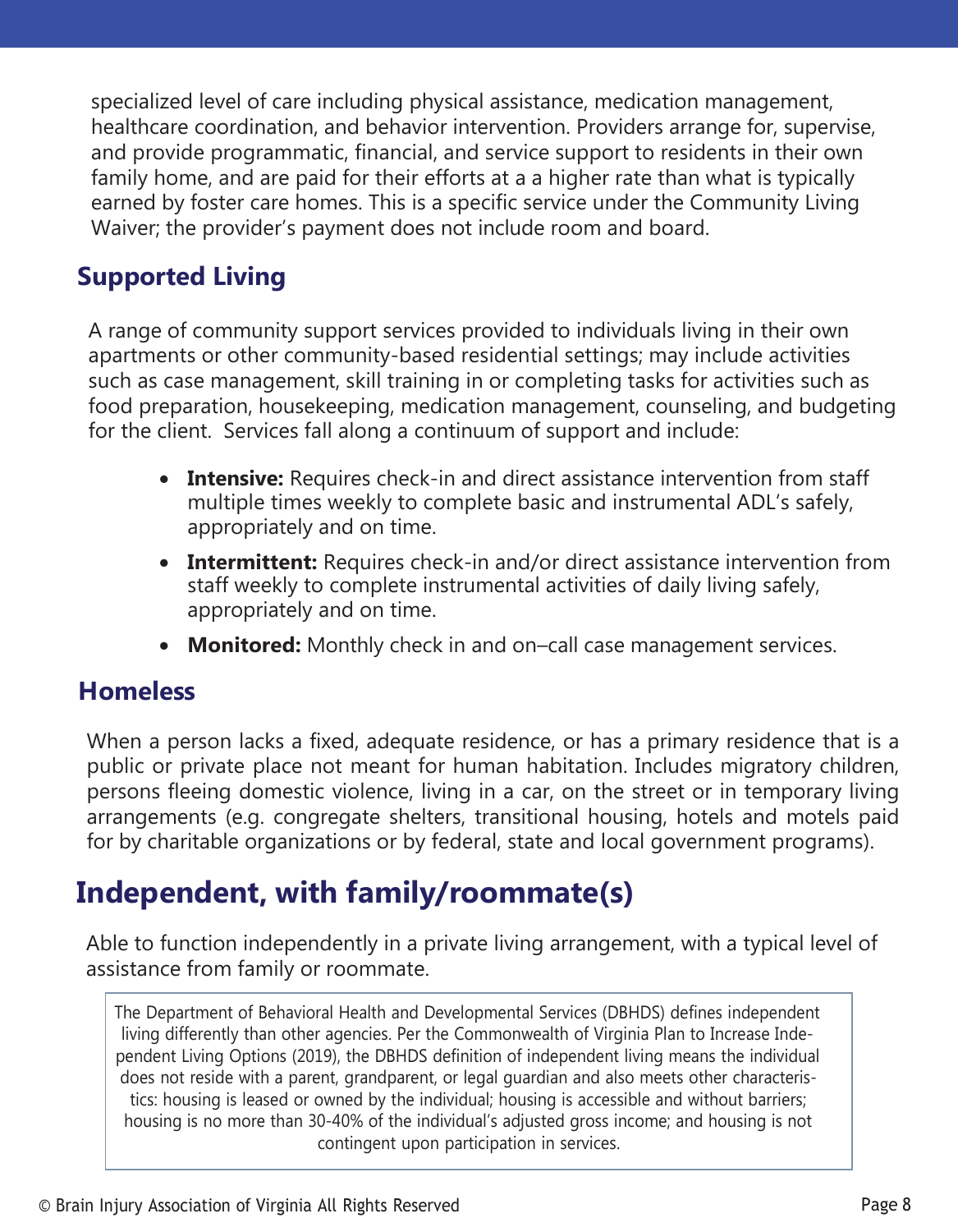specialized level of care including physical assistance, medication management, healthcare coordination, and behavior intervention. Providers arrange for, supervise, and provide programmatic, financial, and service support to residents in their own family home, and are paid for their efforts at a a higher rate than what is typically earned by foster care homes. This is a specific service under the Community Living Waiver; the provider's payment does not include room and board.

### Supported Living

A range of community support services provided to individuals living in their own apartments or other community-based residential settings; may include activities such as case management, skill training in or completing tasks for activities such as food preparation, housekeeping, medication management, counseling, and budgeting for the client. Services fall along a continuum of support and include:

- **Intensive:** Requires check-in and direct assistance intervention from staff multiple times weekly to complete basic and instrumental ADL's safely, appropriately and on time.
- **Intermittent:** Requires check-in and/or direct assistance intervention from staff weekly to complete instrumental activities of daily living safely, appropriately and on time.
- **Monitored:** Monthly check in and on–call case management services.

### Homeless

When a person lacks a fixed, adequate residence, or has a primary residence that is a public or private place not meant for human habitation. Includes migratory children, persons fleeing domestic violence, living in a car, on the street or in temporary living arrangements (e.g. congregate shelters, transitional housing, hotels and motels paid for by charitable organizations or by federal, state and local government programs).

## Independent, with family/roommate(s)

Able to function independently in a private living arrangement, with a typical level of assistance from family or roommate.

The Department of Behavioral Health and Developmental Services (DBHDS) defines independent living differently than other agencies. Per the Commonwealth of Virginia Plan to Increase Independent Living Options (2019), the DBHDS definition of independent living means the individual does not reside with a parent, grandparent, or legal guardian and also meets other characteristics: housing is leased or owned by the individual; housing is accessible and without barriers; housing is no more than 30-40% of the individual's adjusted gross income; and housing is not contingent upon participation in services.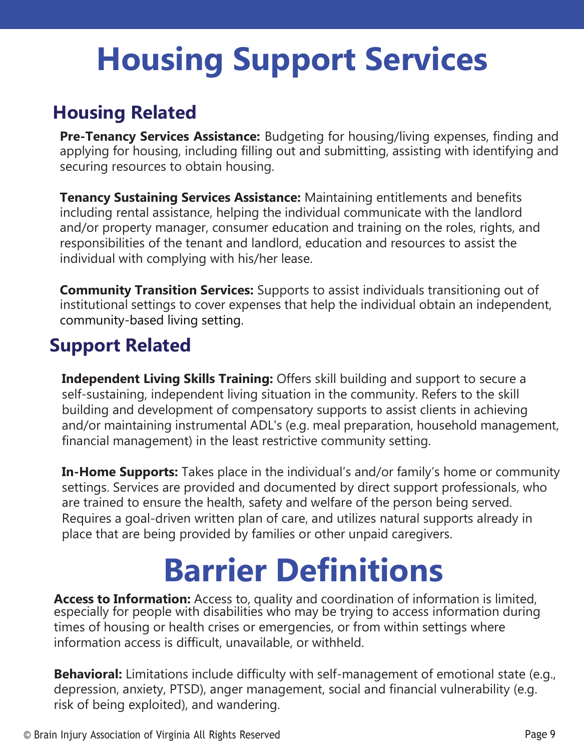# Housing Support Services

## Housing Related

**Pre-Tenancy Services Assistance:** Budgeting for housing/living expenses, finding and applying for housing, including filling out and submitting, assisting with identifying and securing resources to obtain housing.

**Tenancy Sustaining Services Assistance:** Maintaining entitlements and benefits including rental assistance, helping the individual communicate with the landlord and/or property manager, consumer education and training on the roles, rights, and responsibilities of the tenant and landlord, education and resources to assist the individual with complying with his/her lease.

**Community Transition Services:** Supports to assist individuals transitioning out of institutional settings to cover expenses that help the individual obtain an independent, community-based living setting.

## Support Related

**Independent Living Skills Training:** Offers skill building and support to secure a self-sustaining, independent living situation in the community. Refers to the skill building and development of compensatory supports to assist clients in achieving and/or maintaining instrumental ADL's (e.g. meal preparation, household management, financial management) in the least restrictive community setting.

**In-Home Supports:** Takes place in the individual's and/or family's home or community settings. Services are provided and documented by direct support professionals, who are trained to ensure the health, safety and welfare of the person being served. Requires a goal-driven written plan of care, and utilizes natural supports already in place that are being provided by families or other unpaid caregivers.

# Barrier Definitions

**Access to Information:** Access to, quality and coordination of information is limited, especially for people with disabilities who may be trying to access information during times of housing or health crises or emergencies, or from within settings where information access is difficult, unavailable, or withheld.

**Behavioral:** Limitations include difficulty with self-management of emotional state (e.g., depression, anxiety, PTSD), anger management, social and financial vulnerability (e.g. risk of being exploited), and wandering.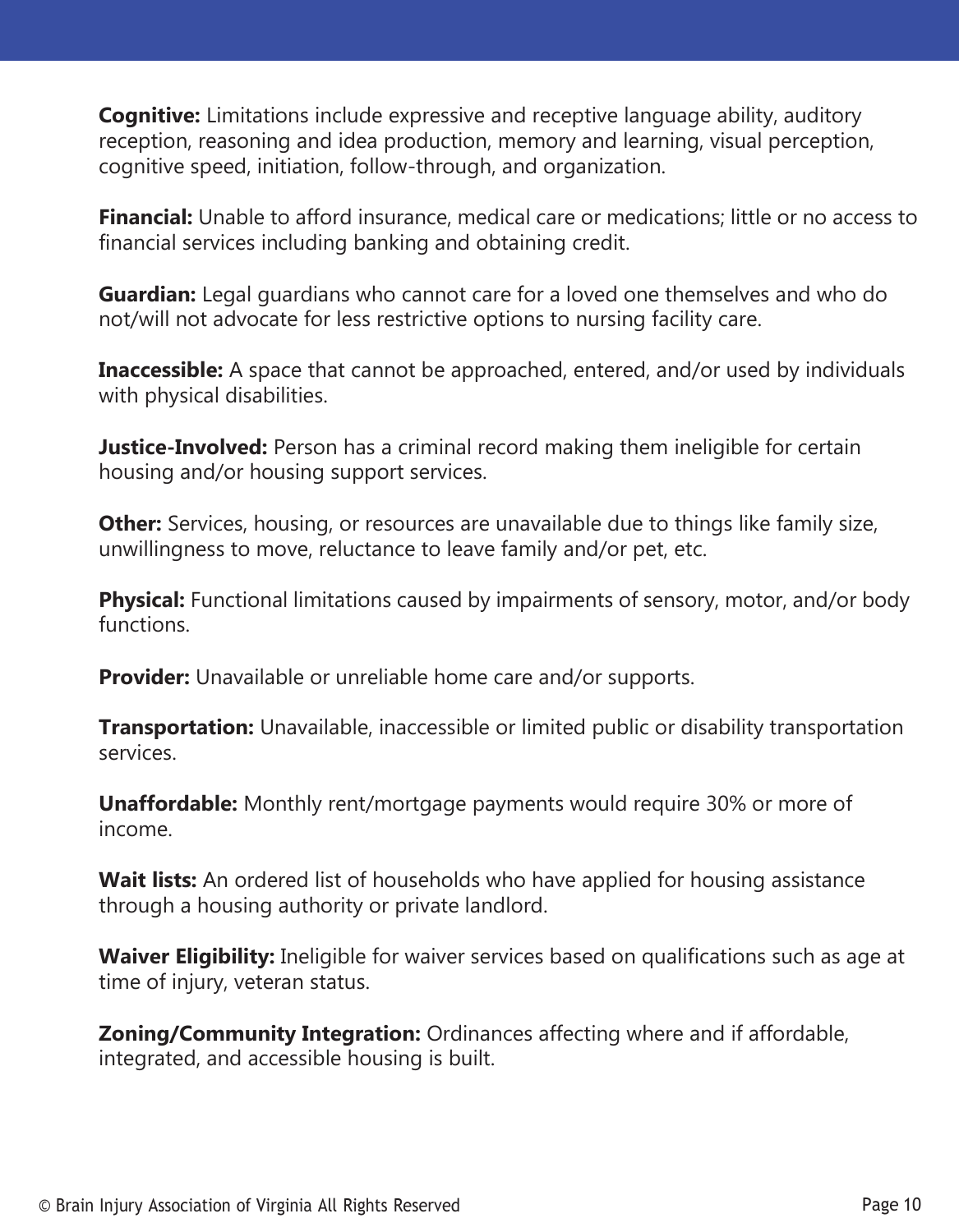**Cognitive:** Limitations include expressive and receptive language ability, auditory reception, reasoning and idea production, memory and learning, visual perception, cognitive speed, initiation, follow-through, and organization.

**Financial:** Unable to afford insurance, medical care or medications; little or no access to financial services including banking and obtaining credit.

**Guardian:** Legal guardians who cannot care for a loved one themselves and who do not/will not advocate for less restrictive options to nursing facility care.

**Inaccessible:** A space that cannot be approached, entered, and/or used by individuals with physical disabilities.

**Justice-Involved:** Person has a criminal record making them ineligible for certain housing and/or housing support services.

**Other:** Services, housing, or resources are unavailable due to things like family size, unwillingness to move, reluctance to leave family and/or pet, etc.

**Physical:** Functional limitations caused by impairments of sensory, motor, and/or body functions.

**Provider:** Unavailable or unreliable home care and/or supports.

**Transportation:** Unavailable, inaccessible or limited public or disability transportation services.

**Unaffordable:** Monthly rent/mortgage payments would require 30% or more of income.

**Wait lists:** An ordered list of households who have applied for housing assistance through a housing authority or private landlord.

**Waiver Eligibility:** Ineligible for waiver services based on qualifications such as age at time of injury, veteran status.

**Zoning/Community Integration:** Ordinances affecting where and if affordable, integrated, and accessible housing is built.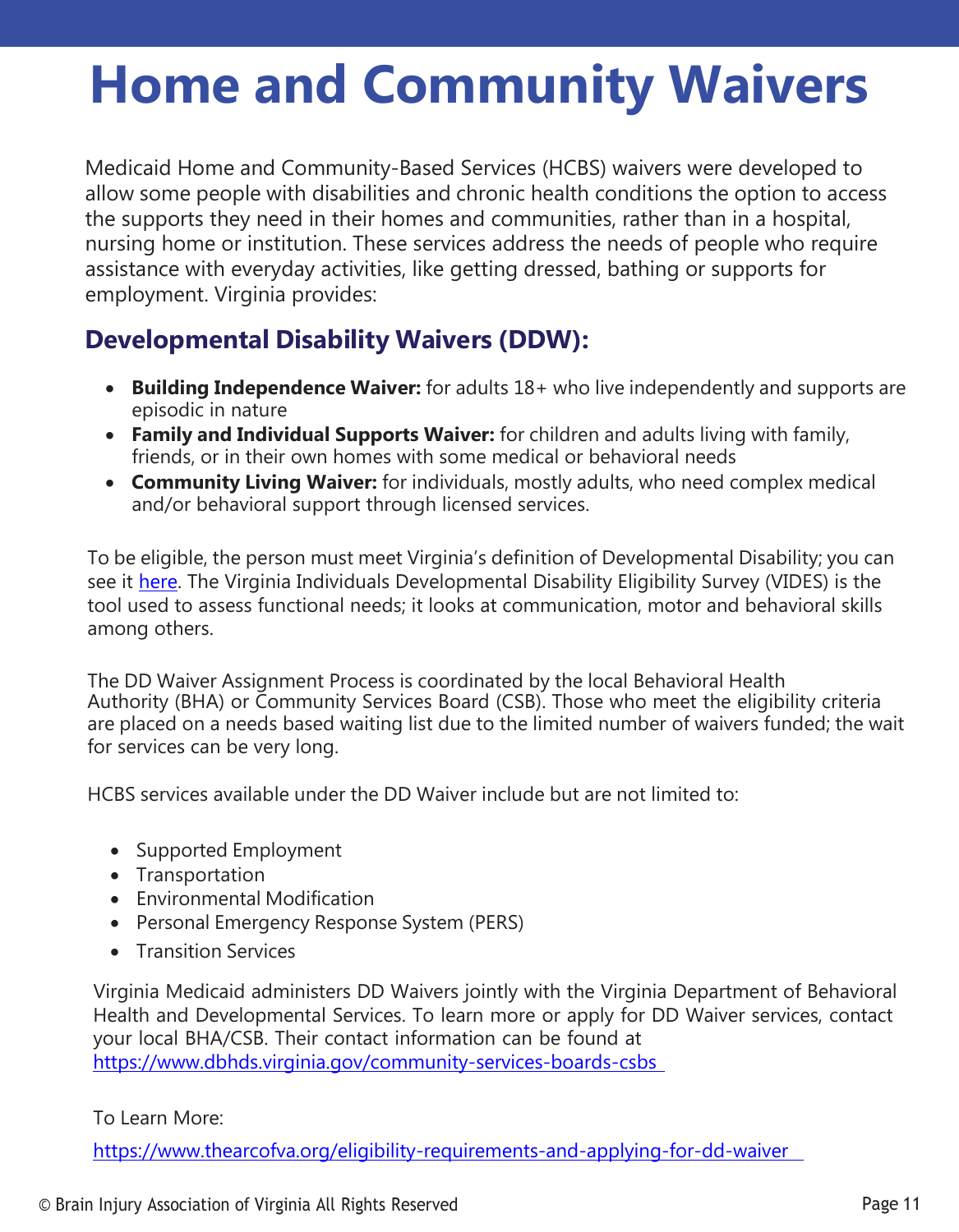# Home and Community Waivers

Medicaid Home and Community-Based Services (HCBS) waivers were developed to allow some people with disabilities and chronic health conditions the option to access the supports they need in their homes and communities, rather than in a hospital, nursing home or institution. These services address the needs of people who require assistance with everyday activities, like getting dressed, bathing or supports for employment. Virginia provides:

## Developmental Disability Waivers (DDW):

- **Building Independence Waiver:** for adults 18+ who live independently and supports are episodic in nature
- **Family and Individual Supports Waiver:** for children and adults living with family, friends, or in their own homes with some medical or behavioral needs
- **Community Living Waiver:** for individuals, mostly adults, who need complex medical and/or behavioral support through licensed services.

To be eligible, the person must meet Virginia's definition of Developmental Disability; you can see it here. The Virginia Individuals Developmental Disability Eligibility Survey (VIDES) is the tool used to assess functional needs; it looks at communication, motor and behavioral skills among others.

The DD Waiver Assignment Process is coordinated by the local Behavioral Health Authority (BHA) or Community Services Board (CSB). Those who meet the eligibility criteria are placed on a needs based waiting list due to the limited number of waivers funded; the wait for services can be very long.

HCBS services available under the DD Waiver include but are not limited to:

- Supported Employment
- Transportation
- Environmental Modification
- Personal Emergency Response System (PERS)
- Transition Services

Virginia Medicaid administers DD Waivers jointly with the Virginia Department of Behavioral Health and Developmental Services. To learn more or apply for DD Waiver services, contact your local BHA/CSB. Their contact information can be found at https://www.dbhds.virginia.gov/community-services-boards-csbs

To Learn More:

https://www.thearcofva.org/eligibility-requirements-and-applying-for-dd-waiver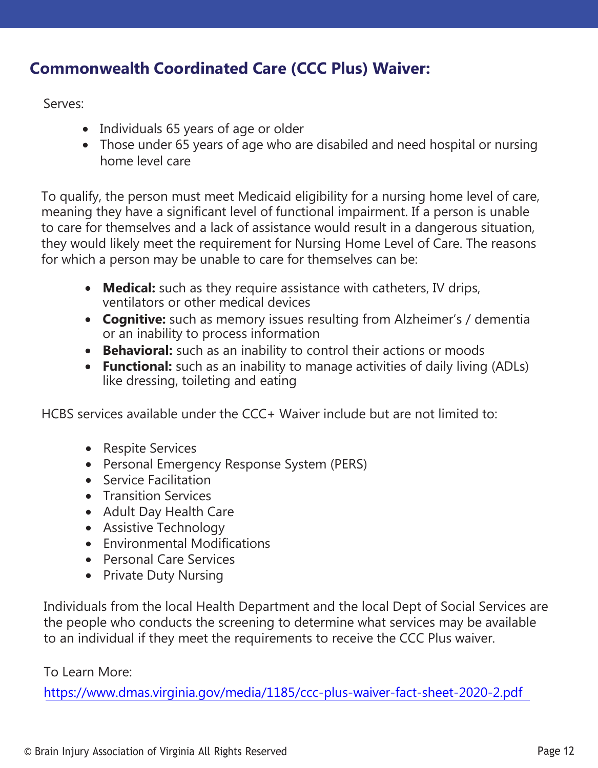## Commonwealth Coordinated Care (CCC Plus) Waiver:

Serves:

- Individuals 65 years of age or older
- Those under 65 years of age who are disabiled and need hospital or nursing home level care

To qualify, the person must meet Medicaid eligibility for a nursing home level of care, meaning they have a significant level of functional impairment. If a person is unable to care for themselves and a lack of assistance would result in a dangerous situation, they would likely meet the requirement for Nursing Home Level of Care. The reasons for which a person may be unable to care for themselves can be:

- **Medical:** such as they require assistance with catheters, IV drips, ventilators or other medical devices
- **Cognitive:** such as memory issues resulting from Alzheimer's / dementia or an inability to process information
- **Behavioral:** such as an inability to control their actions or moods
- **Functional:** such as an inability to manage activities of daily living (ADLs) like dressing, toileting and eating

HCBS services available under the CCC+ Waiver include but are not limited to:

- Respite Services
- Personal Emergency Response System (PERS)
- Service Facilitation
- Transition Services
- Adult Day Health Care
- Assistive Technology
- Environmental Modifications
- Personal Care Services
- Private Duty Nursing

Individuals from the local Health Department and the local Dept of Social Services are the people who conducts the screening to determine what services may be available to an individual if they meet the requirements to receive the CCC Plus waiver.

To Learn More:

https://www.dmas.virginia.gov/media/1185/ccc-plus-waiver-fact-sheet-2020-2.pdf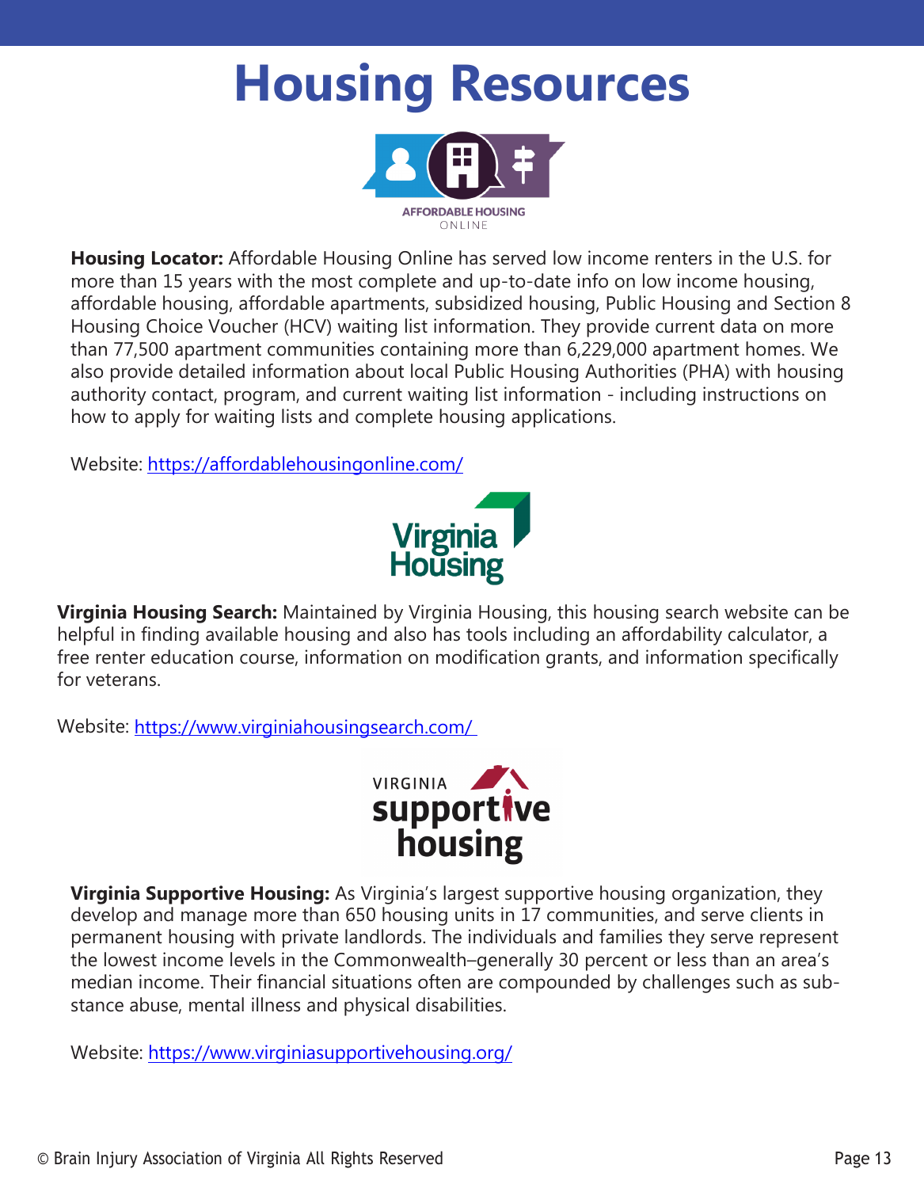# Housing Resources

**Housing Locator:** Affordable Housing Online has served low income renters in the U.S. for more than 15 years with the most complete and up-to-date info on low income housing, affordable housing, affordable apartments, subsidized housing, Public Housing and Section 8 Housing Choice Voucher (HCV) waiting list information. They provide current data on more than 77,500 apartment communities containing more than 6,229,000 apartment homes. We also provide detailed information about local Public Housing Authorities (PHA) with housing authority contact, program, and current waiting list information - including instructions on how to apply for waiting lists and complete housing applications.

Website: https://affordablehousingonline.com/

**Virginia Housing Search:** Maintained by Virginia Housing, this housing search website can be helpful in finding available housing and also has tools including an affordability calculator, a free renter education course, information on modification grants, and information specifically for veterans.

Website: https://www.virginiahousingsearch.com/

**Virginia Supportive Housing:** As Virginia's largest supportive housing organization, they develop and manage more than 650 housing units in 17 communities, and serve clients in permanent housing with private landlords. The individuals and families they serve represent the lowest income levels in the Commonwealth–generally 30 percent or less than an area's median income. Their financial situations often are compounded by challenges such as substance abuse, mental illness and physical disabilities.

Website: https://www.virginiasupportivehousing.org/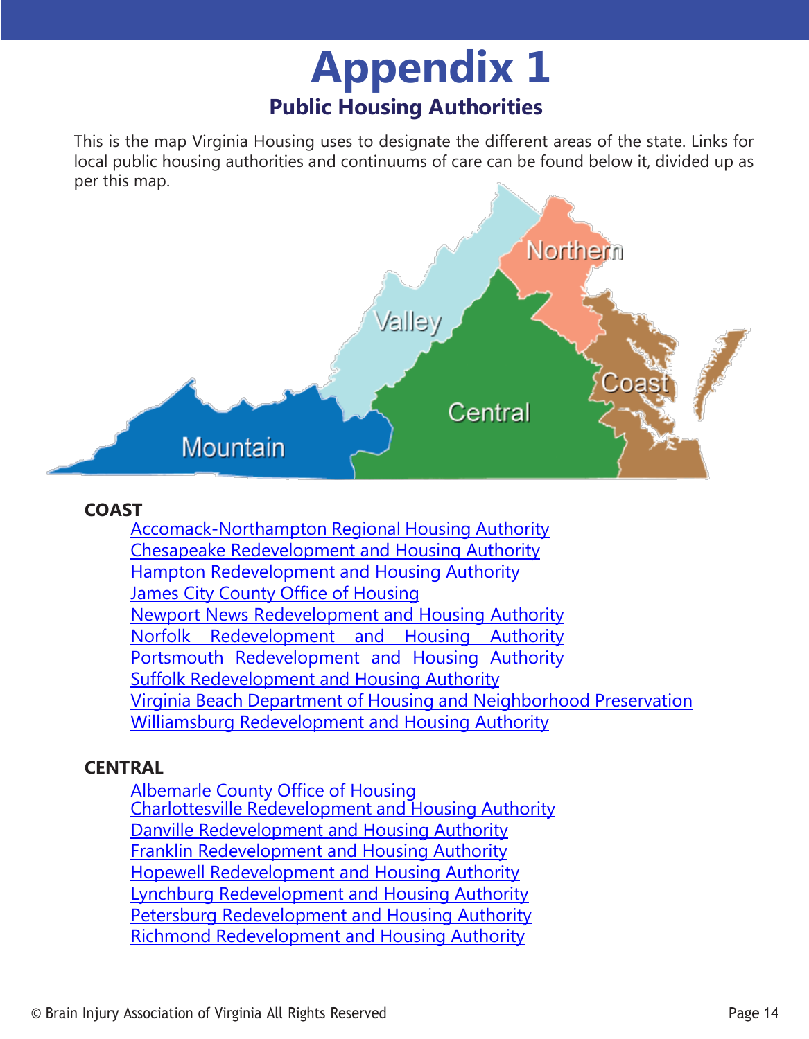# Appendix 1

## Public Housing Authorities

This is the map Virginia Housing uses to designate the different areas of the state. Links for local public housing authorities and continuums of care can be found below it, divided up as per this map.

**COAST**

- Accomack-Northampton Regional Housing Authority
- Chesapeake Redevelopment and Housing Authority
- Hampton Redevelopment and Housing Authority
- James City County Office of Housing
- Newport News Redevelopment and Housing Authority
- Norfolk Redevelopment and Housing Authority
- Portsmouth Redevelopment and Housing Authority
- Suffolk Redevelopment and Housing Authority
- Virginia Beach Department of Housing and Neighborhood Preservation
- Williamsburg Redevelopment and Housing Authority

**CENTRAL**

- Albemarle County Office of Housing
- Charlottesville Redevelopment and Housing Authority
- Danville Redevelopment and Housing Authority
- Franklin Redevelopment and Housing Authority
- Hopewell Redevelopment and Housing Authority
- Lynchburg Redevelopment and Housing Authority
- Petersburg Redevelopment and Housing Authority
- Richmond Redevelopment and Housing Authority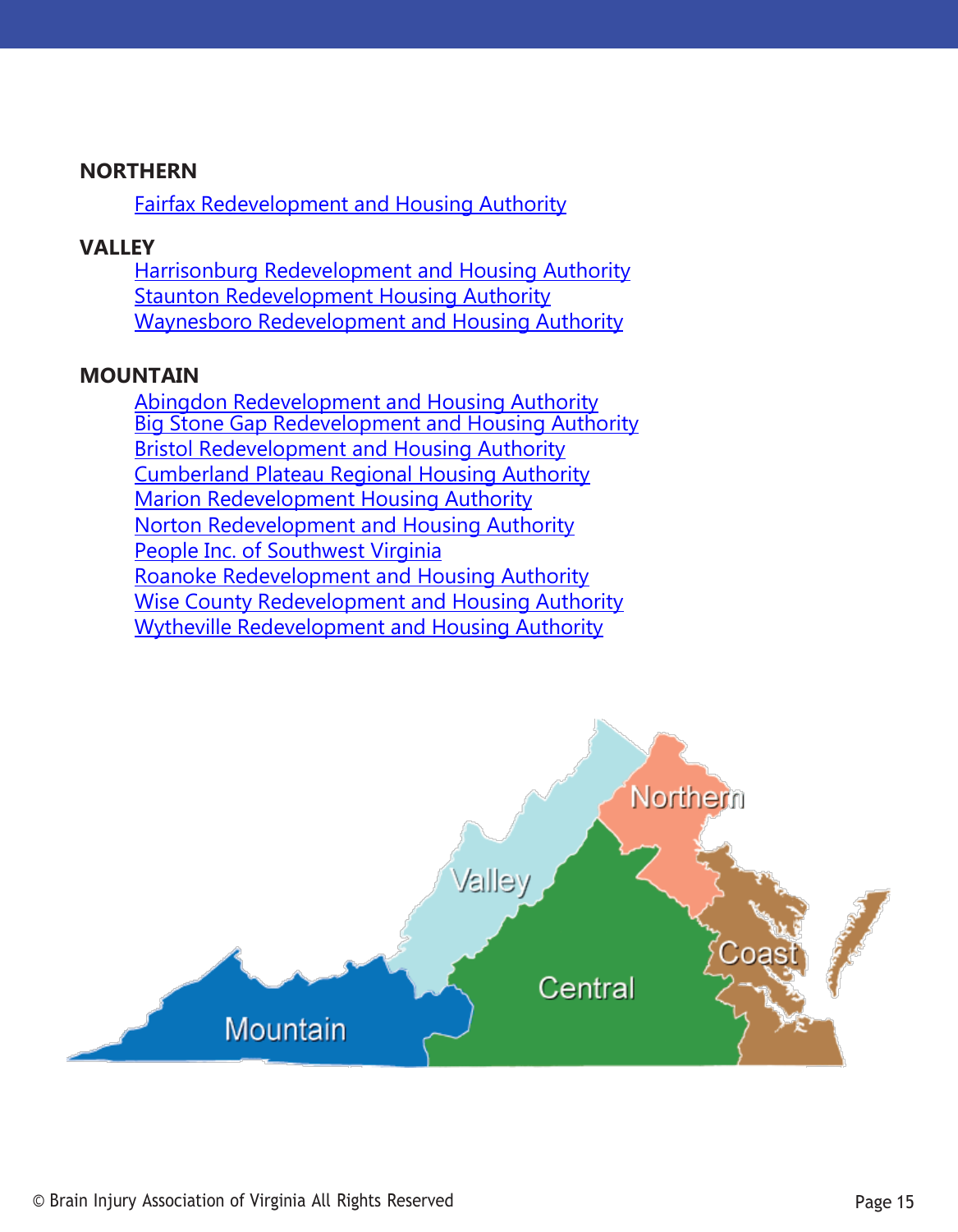**NORTHERN**

- Fairfax Redevelopment and Housing Authority

**VALLEY**

- Harrisonburg Redevelopment and Housing Authority
- Staunton Redevelopment Housing Authority
- Waynesboro Redevelopment and Housing Authority

**MOUNTAIN**

- Abingdon Redevelopment and Housing Authority
- Big Stone Gap Redevelopment and Housing Authority
- Bristol Redevelopment and Housing Authority
- Cumberland Plateau Regional Housing Authority
- Marion Redevelopment Housing Authority
- Norton Redevelopment and Housing Authority
- People Inc. of Southwest Virginia
- Roanoke Redevelopment and Housing Authority
- Wise County Redevelopment and Housing Authority
- Wytheville Redevelopment and Housing Authority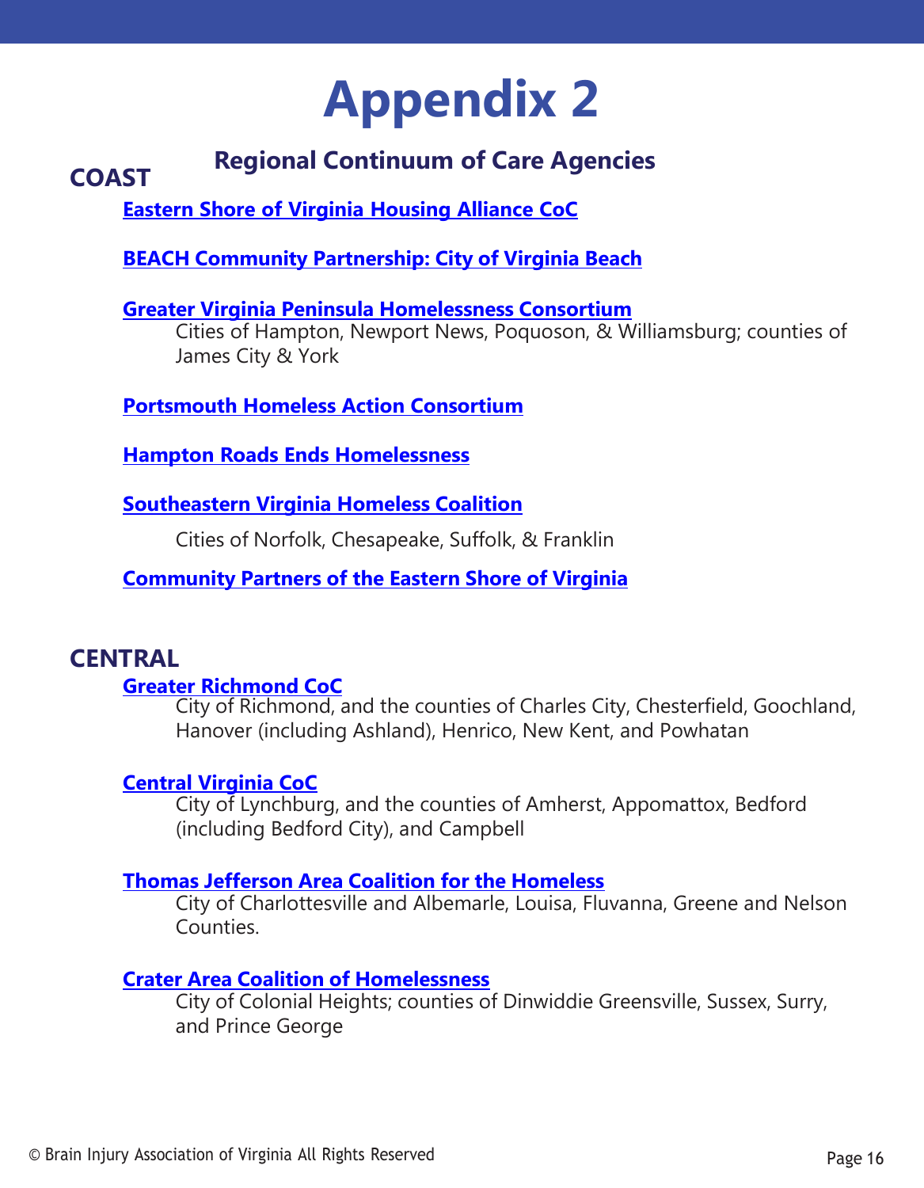# Appendix 2

## Regional Continuum of Care Agencies

### COAST

**Eastern Shore of Virginia Housing Alliance CoC**

**BEACH Community Partnership: City of Virginia Beach**

**Greater Virginia Peninsula Homelessness Consortium**
Cities of Hampton, Newport News, Poquoson, & Williamsburg; counties of James City & York

**Portsmouth Homeless Action Consortium**

**Hampton Roads Ends Homelessness**

**Southeastern Virginia Homeless Coalition**

Cities of Norfolk, Chesapeake, Suffolk, & Franklin

**Community Partners of the Eastern Shore of Virginia**

### CENTRAL

**Greater Richmond CoC**
City of Richmond, and the counties of Charles City, Chesterfield, Goochland, Hanover (including Ashland), Henrico, New Kent, and Powhatan

**Central Virginia CoC**
City of Lynchburg, and the counties of Amherst, Appomattox, Bedford (including Bedford City), and Campbell

**Thomas Jefferson Area Coalition for the Homeless**
City of Charlottesville and Albemarle, Louisa, Fluvanna, Greene and Nelson Counties.

**Crater Area Coalition of Homelessness**
City of Colonial Heights; counties of Dinwiddie Greensville, Sussex, Surry, and Prince George

© Brain Injury Association of Virginia All Rights Reserved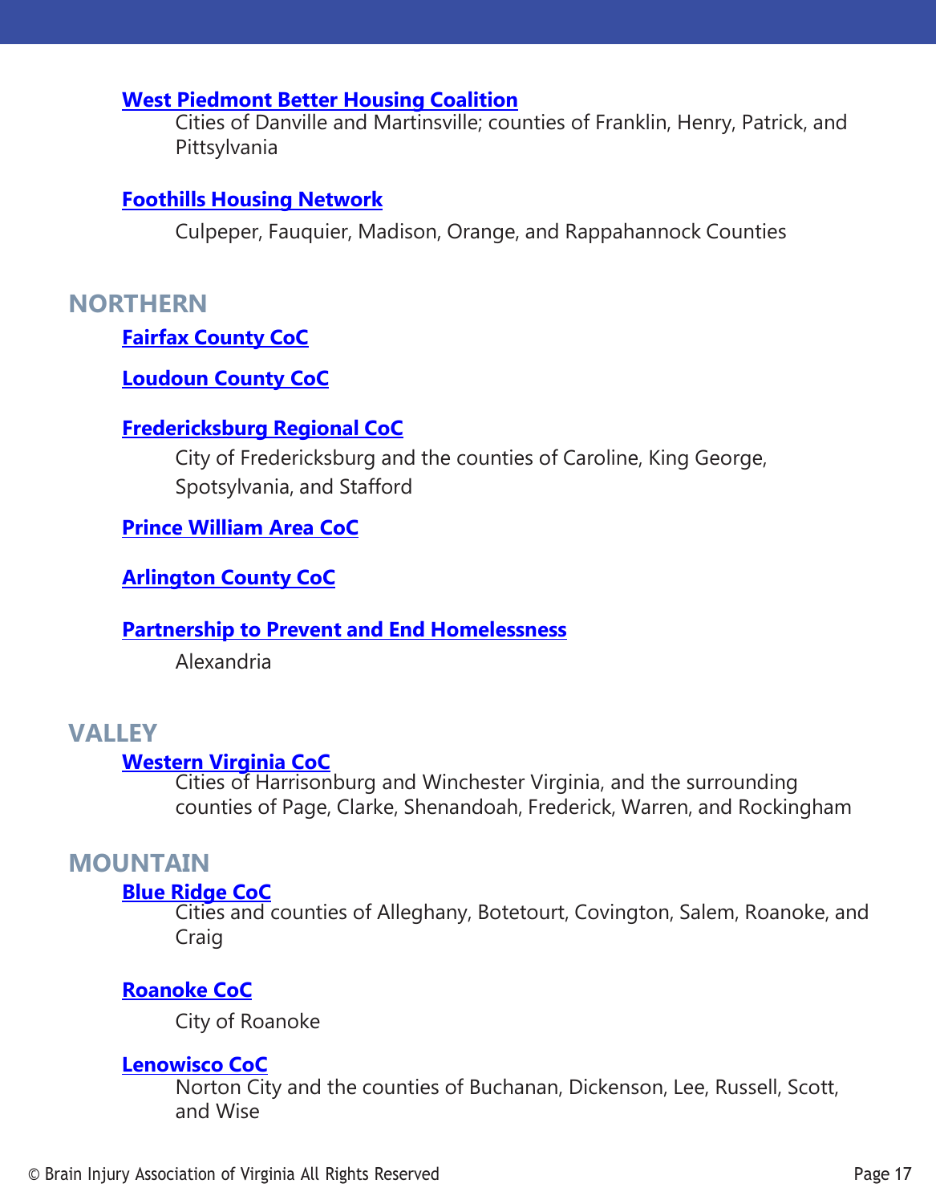**West Piedmont Better Housing Coalition**

Cities of Danville and Martinsville; counties of Franklin, Henry, Patrick, and Pittsylvania

**Foothills Housing Network**

Culpeper, Fauquier, Madison, Orange, and Rappahannock Counties

## NORTHERN

**Fairfax County CoC**

**Loudoun County CoC**

**Fredericksburg Regional CoC**

City of Fredericksburg and the counties of Caroline, King George, Spotsylvania, and Stafford

**Prince William Area CoC**

**Arlington County CoC**

**Partnership to Prevent and End Homelessness**

Alexandria

## VALLEY

**Western Virginia CoC**

Cities of Harrisonburg and Winchester Virginia, and the surrounding counties of Page, Clarke, Shenandoah, Frederick, Warren, and Rockingham

## MOUNTAIN

**Blue Ridge CoC**

Cities and counties of Alleghany, Botetourt, Covington, Salem, Roanoke, and Craig

**Roanoke CoC**

City of Roanoke

**Lenowisco CoC**

Norton City and the counties of Buchanan, Dickenson, Lee, Russell, Scott, and Wise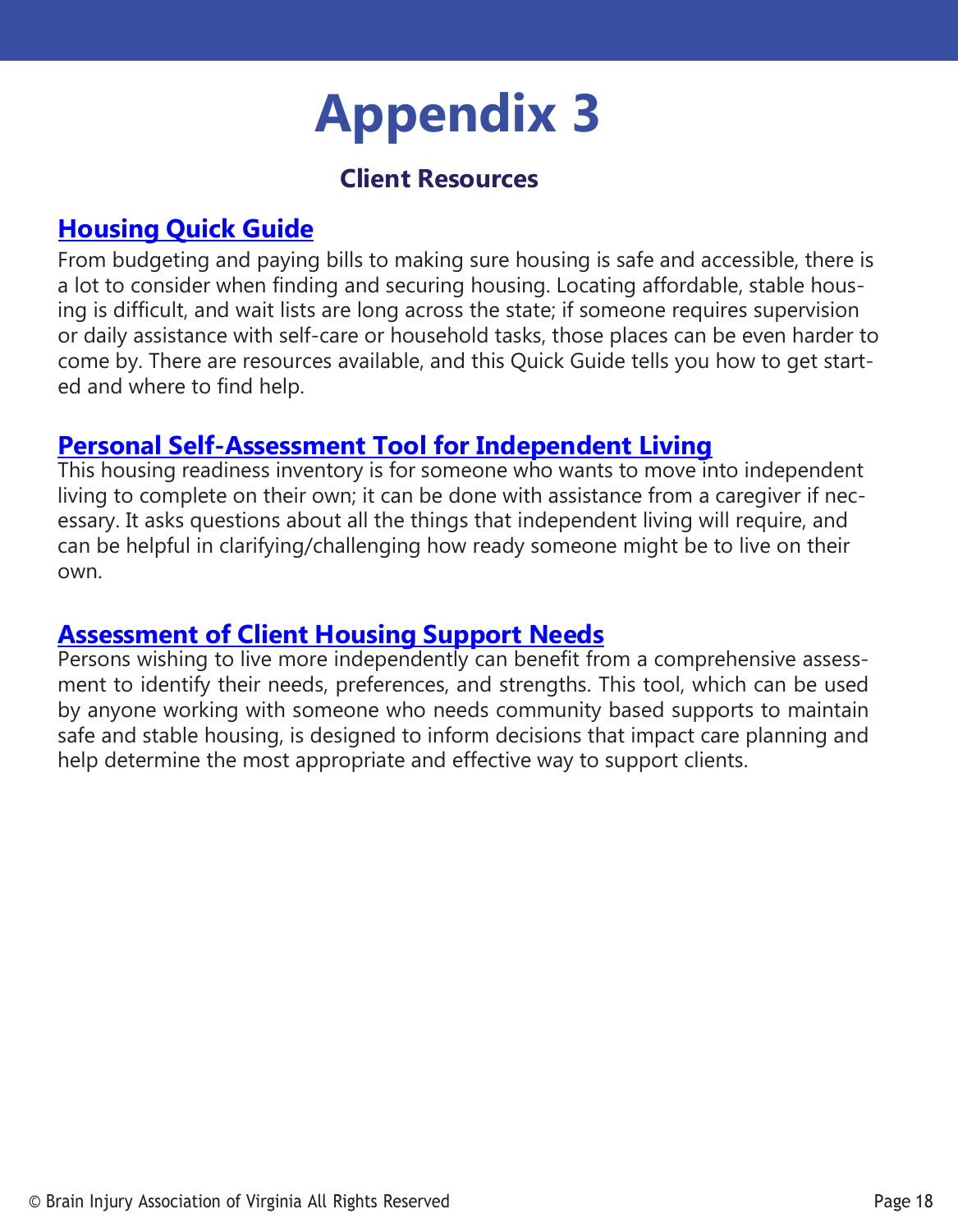# Appendix 3

## Client Resources

### Housing Quick Guide

From budgeting and paying bills to making sure housing is safe and accessible, there is a lot to consider when finding and securing housing. Locating affordable, stable housing is difficult, and wait lists are long across the state; if someone requires supervision or daily assistance with self-care or household tasks, those places can be even harder to come by. There are resources available, and this Quick Guide tells you how to get started and where to find help.

### Personal Self-Assessment Tool for Independent Living

This housing readiness inventory is for someone who wants to move into independent living to complete on their own; it can be done with assistance from a caregiver if necessary. It asks questions about all the things that independent living will require, and can be helpful in clarifying/challenging how ready someone might be to live on their own.

### Assessment of Client Housing Support Needs

Persons wishing to live more independently can benefit from a comprehensive assessment to identify their needs, preferences, and strengths. This tool, which can be used by anyone working with someone who needs community based supports to maintain safe and stable housing, is designed to inform decisions that impact care planning and help determine the most appropriate and effective way to support clients.

© Brain Injury Association of Virginia All Rights Reserved